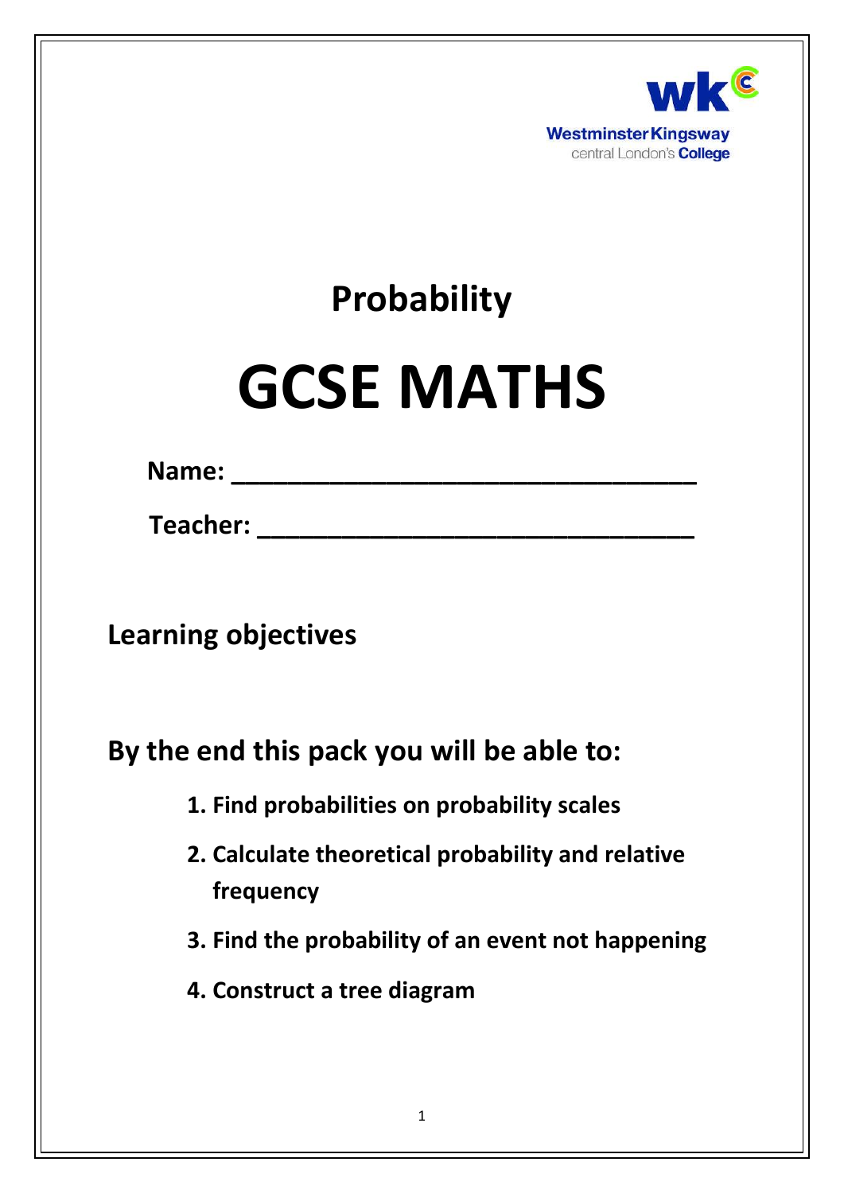Westminster Kingsway
central London's College

# Probability

# GCSE MATHS

**Name: ___________________________________**

**Teacher: ________________________________**

## Learning objectives

## By the end this pack you will be able to:

1. **Find probabilities on probability scales**
2. **Calculate theoretical probability and relative frequency**
3. **Find the probability of an event not happening**
4. **Construct a tree diagram**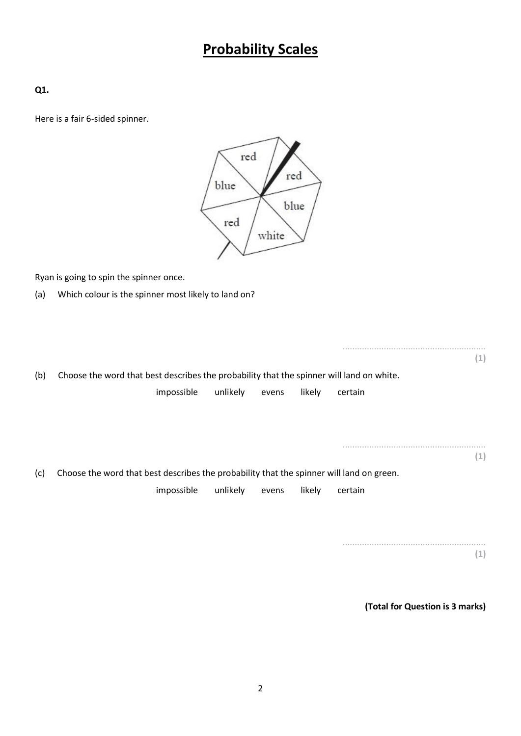# Probability Scales

**Q1.**

Here is a fair 6-sided spinner.

Ryan is going to spin the spinner once.

(a) Which colour is the spinner most likely to land on?

..........................................................
**(1)**

(b) Choose the word that best describes the probability that the spinner will land on white.

impossible unlikely evens likely certain

..........................................................
**(1)**

(c) Choose the word that best describes the probability that the spinner will land on green.

impossible unlikely evens likely certain

..........................................................
**(1)**

**(Total for Question is 3 marks)**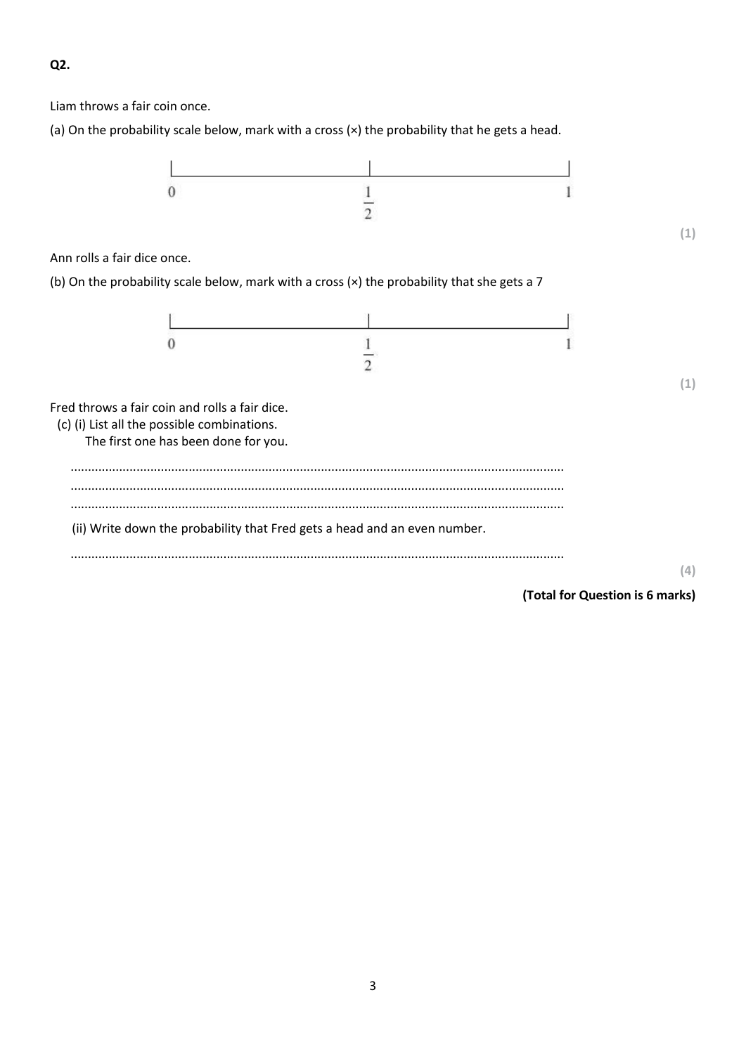**Q2.**

Liam throws a fair coin once.

(a) On the probability scale below, mark with a cross (×) the probability that he gets a head.

$0$ ——————— $\frac{1}{2}$ ——————— $1$

**(1)**

Ann rolls a fair dice once.

(b) On the probability scale below, mark with a cross (×) the probability that she gets a 7

$0$ ——————— $\frac{1}{2}$ ——————— $1$

**(1)**

Fred throws a fair coin and rolls a fair dice.

(c) (i) List all the possible combinations.
The first one has been done for you.

..............................................................................................................................................
..............................................................................................................................................
..............................................................................................................................................

(ii) Write down the probability that Fred gets a head and an even number.

..............................................................................................................................................

**(4)**

**(Total for Question is 6 marks)**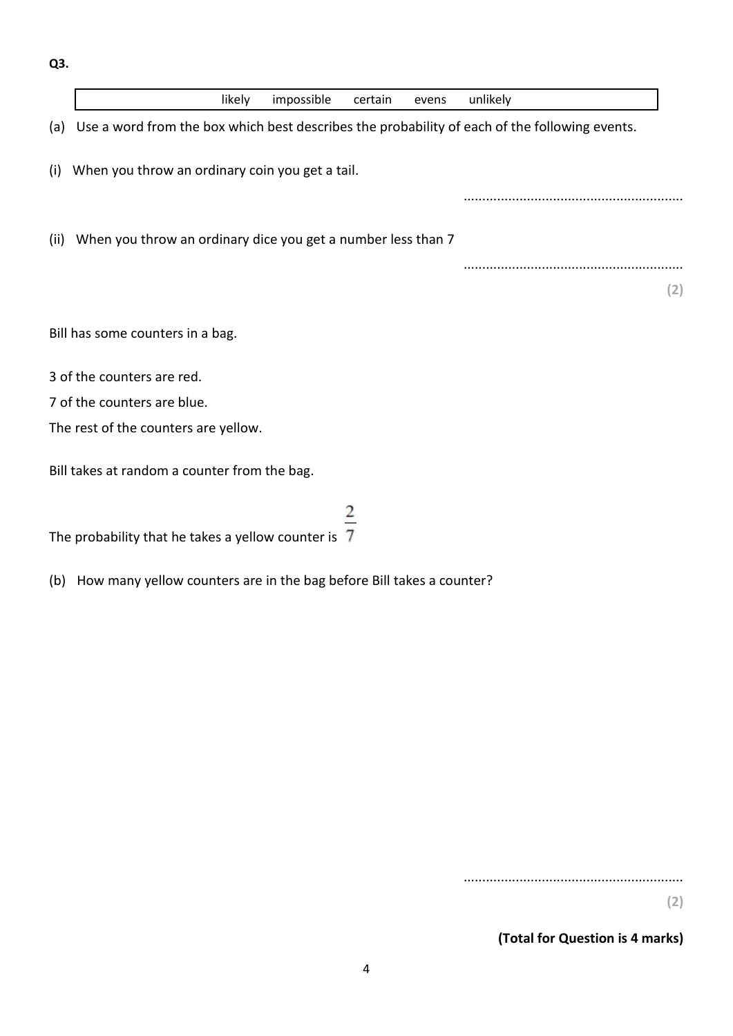**Q3.**

| likely impossible certain evens unlikely |
|---|

(a) Use a word from the box which best describes the probability of each of the following events.

(i) When you throw an ordinary coin you get a tail.

..........................................................

(ii) When you throw an ordinary dice you get a number less than 7

..........................................................

**(2)**

Bill has some counters in a bag.

3 of the counters are red.

7 of the counters are blue.

The rest of the counters are yellow.

Bill takes at random a counter from the bag.

The probability that he takes a yellow counter is $\frac{2}{7}$

(b) How many yellow counters are in the bag before Bill takes a counter?

..........................................................

**(2)**

**(Total for Question is 4 marks)**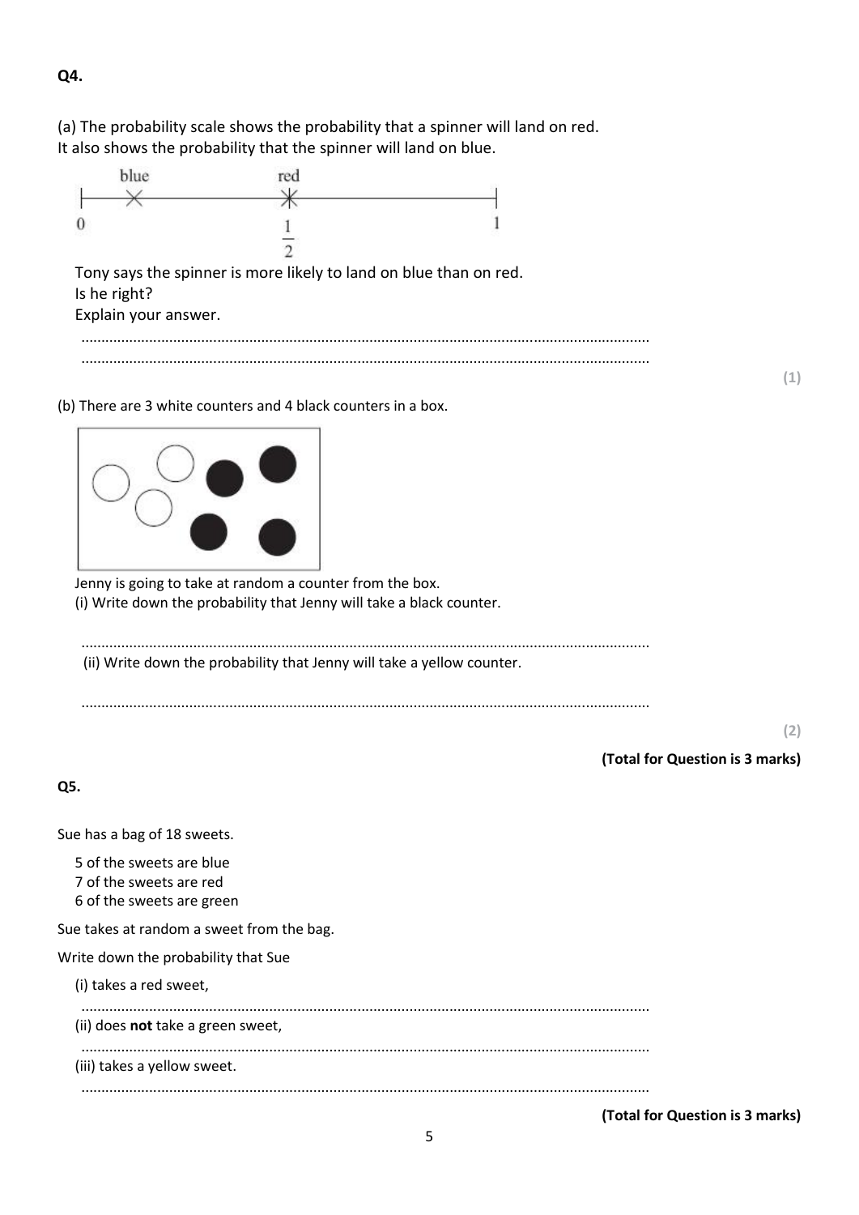**Q4.**

(a) The probability scale shows the probability that a spinner will land on red.
It also shows the probability that the spinner will land on blue.

blue ✕ near 0; red ✕ at $\frac{1}{2}$; scale from 0 to 1

Tony says the spinner is more likely to land on blue than on red.
Is he right?
Explain your answer.

..........................................................................................................................................

..........................................................................................................................................

**(1)**

(b) There are 3 white counters and 4 black counters in a box.

Jenny is going to take at random a counter from the box.

(i) Write down the probability that Jenny will take a black counter.

..........................................................................................................................................

(ii) Write down the probability that Jenny will take a yellow counter.

..........................................................................................................................................

**(2)**

**(Total for Question is 3 marks)**

**Q5.**

Sue has a bag of 18 sweets.

5 of the sweets are blue
7 of the sweets are red
6 of the sweets are green

Sue takes at random a sweet from the bag.

Write down the probability that Sue

(i) takes a red sweet,

..........................................................................................................................................

(ii) does **not** take a green sweet,

..........................................................................................................................................

(iii) takes a yellow sweet.

..........................................................................................................................................

**(Total for Question is 3 marks)**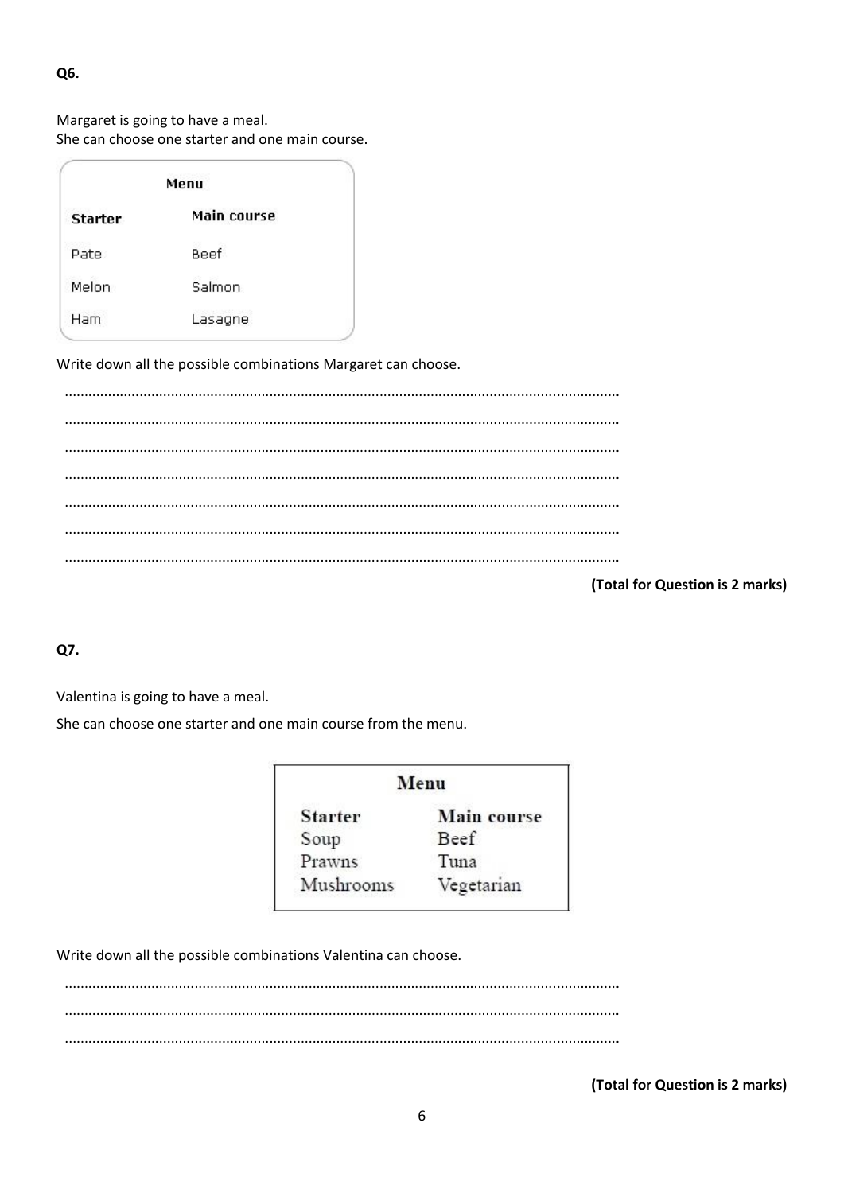**Q6.**

Margaret is going to have a meal.
She can choose one starter and one main course.

| Menu | |
|---|---|
| **Starter** | **Main course** |
| Pate | Beef |
| Melon | Salmon |
| Ham | Lasagne |

Write down all the possible combinations Margaret can choose.

..........................................................................................................................................

..........................................................................................................................................

..........................................................................................................................................

..........................................................................................................................................

..........................................................................................................................................

..........................................................................................................................................

..........................................................................................................................................

**(Total for Question is 2 marks)**

**Q7.**

Valentina is going to have a meal.

She can choose one starter and one main course from the menu.

| Menu | |
|---|---|
| **Starter** | **Main course** |
| Soup | Beef |
| Prawns | Tuna |
| Mushrooms | Vegetarian |

Write down all the possible combinations Valentina can choose.

..........................................................................................................................................

..........................................................................................................................................

..........................................................................................................................................

**(Total for Question is 2 marks)**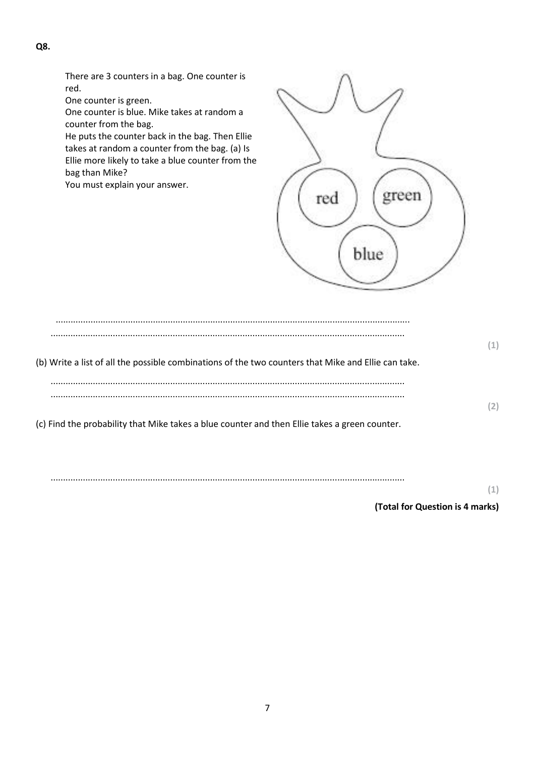**Q8.**

There are 3 counters in a bag. One counter is red.
One counter is green.
One counter is blue. Mike takes at random a counter from the bag.
He puts the counter back in the bag. Then Ellie takes at random a counter from the bag. (a) Is Ellie more likely to take a blue counter from the bag than Mike?
You must explain your answer.

...........................................................................................................................................
...........................................................................................................................................

**(1)**

(b) Write a list of all the possible combinations of the two counters that Mike and Ellie can take.

...........................................................................................................................................
...........................................................................................................................................

**(2)**

(c) Find the probability that Mike takes a blue counter and then Ellie takes a green counter.

...........................................................................................................................................

**(1)**

**(Total for Question is 4 marks)**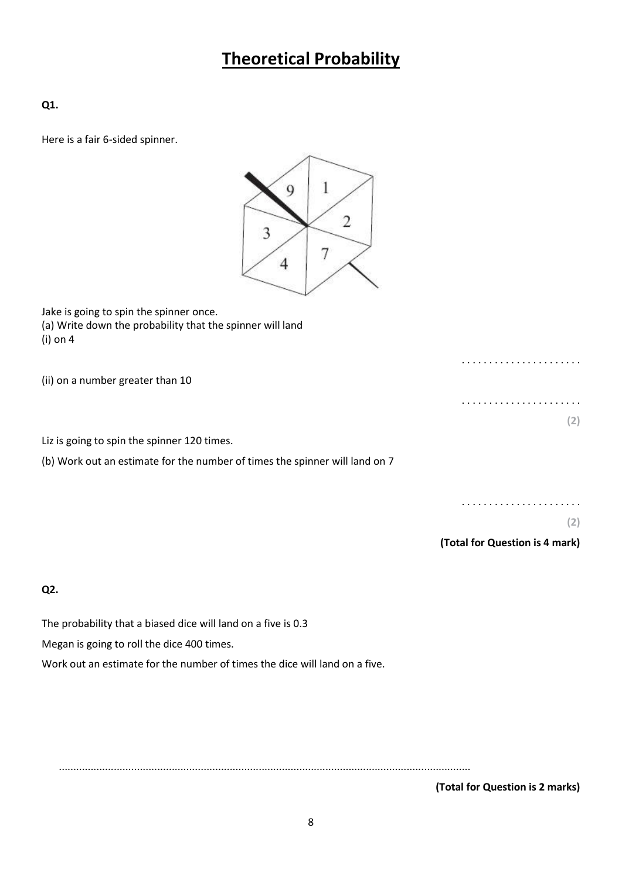# Theoretical Probability

**Q1.**

Here is a fair 6-sided spinner.

Jake is going to spin the spinner once.

(a) Write down the probability that the spinner will land

(i) on 4

. . . . . . . . . . . . . . . . . . . . . .

(ii) on a number greater than 10

. . . . . . . . . . . . . . . . . . . . . .

**(2)**

Liz is going to spin the spinner 120 times.

(b) Work out an estimate for the number of times the spinner will land on 7

. . . . . . . . . . . . . . . . . . . . . .

**(2)**

**(Total for Question is 4 mark)**

**Q2.**

The probability that a biased dice will land on a five is 0.3

Megan is going to roll the dice 400 times.

Work out an estimate for the number of times the dice will land on a five.

..............................................................................................................................................

**(Total for Question is 2 marks)**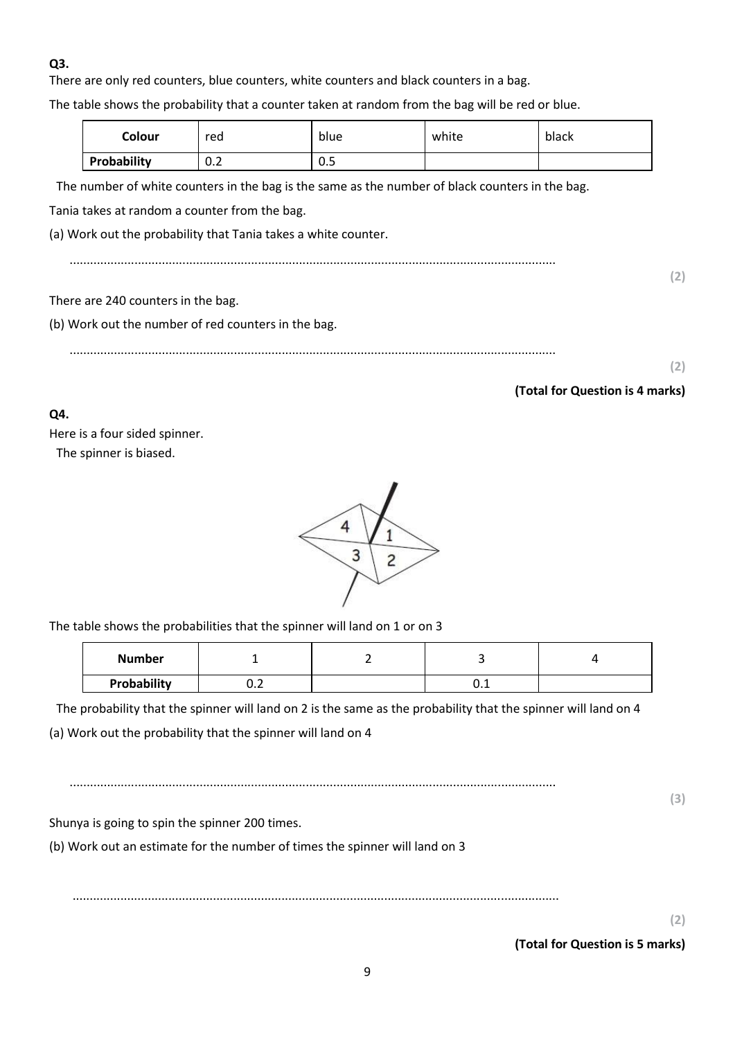**Q3.**

There are only red counters, blue counters, white counters and black counters in a bag.

The table shows the probability that a counter taken at random from the bag will be red or blue.

| Colour | red | blue | white | black |
|---|---|---|---|---|
| Probability | 0.2 | 0.5 | | |

The number of white counters in the bag is the same as the number of black counters in the bag.

Tania takes at random a counter from the bag.

(a) Work out the probability that Tania takes a white counter.

..........................................................................................................................................

**(2)**

There are 240 counters in the bag.

(b) Work out the number of red counters in the bag.

..........................................................................................................................................

**(2)**

**(Total for Question is 4 marks)**

**Q4.**

Here is a four sided spinner.

The spinner is biased.

The table shows the probabilities that the spinner will land on 1 or on 3

| Number | 1 | 2 | 3 | 4 |
|---|---|---|---|---|
| Probability | 0.2 | | 0.1 | |

The probability that the spinner will land on 2 is the same as the probability that the spinner will land on 4

(a) Work out the probability that the spinner will land on 4

..........................................................................................................................................

**(3)**

Shunya is going to spin the spinner 200 times.

(b) Work out an estimate for the number of times the spinner will land on 3

..........................................................................................................................................

**(2)**

**(Total for Question is 5 marks)**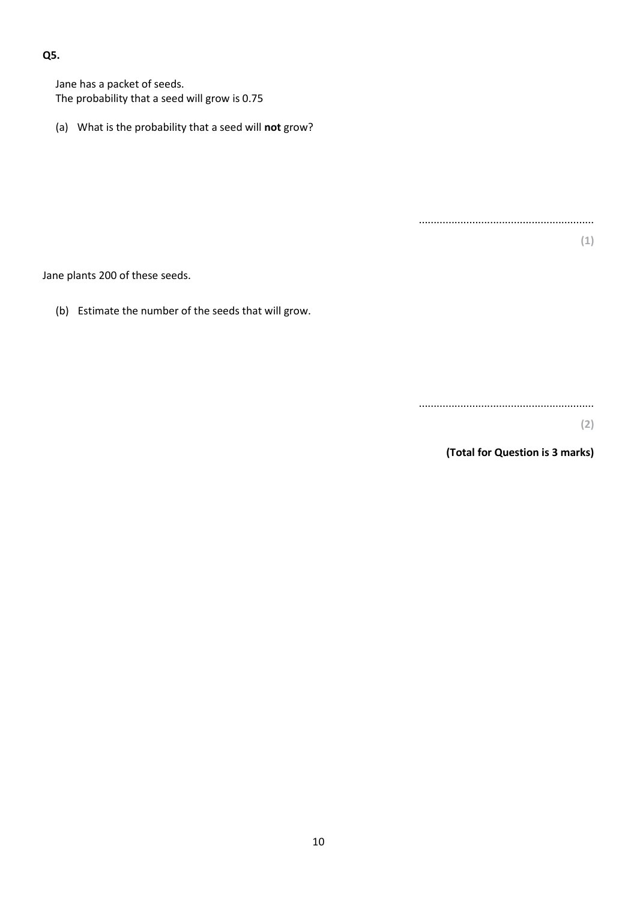**Q5.**

Jane has a packet of seeds.
The probability that a seed will grow is 0.75

(a) What is the probability that a seed will **not** grow?

..........................................................

**(1)**

Jane plants 200 of these seeds.

(b) Estimate the number of the seeds that will grow.

..........................................................

**(2)**

**(Total for Question is 3 marks)**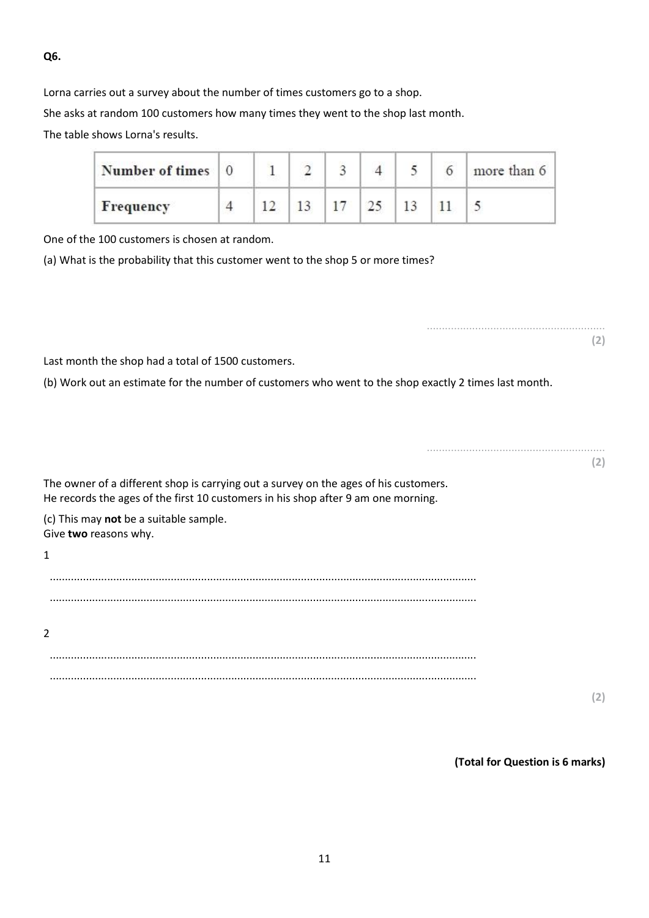**Q6.**

Lorna carries out a survey about the number of times customers go to a shop.

She asks at random 100 customers how many times they went to the shop last month.

The table shows Lorna's results.

| Number of times | 0 | 1 | 2 | 3 | 4 | 5 | 6 | more than 6 |
|---|---|---|---|---|---|---|---|---|
| Frequency | 4 | 12 | 13 | 17 | 25 | 13 | 11 | 5 |

One of the 100 customers is chosen at random.

(a) What is the probability that this customer went to the shop 5 or more times?

..........................................................

**(2)**

Last month the shop had a total of 1500 customers.

(b) Work out an estimate for the number of customers who went to the shop exactly 2 times last month.

..........................................................

**(2)**

The owner of a different shop is carrying out a survey on the ages of his customers.
He records the ages of the first 10 customers in his shop after 9 am one morning.

(c) This may **not** be a suitable sample.
Give **two** reasons why.

1

..........................................................................................................................................

..........................................................................................................................................

2

..........................................................................................................................................

..........................................................................................................................................

**(2)**

**(Total for Question is 6 marks)**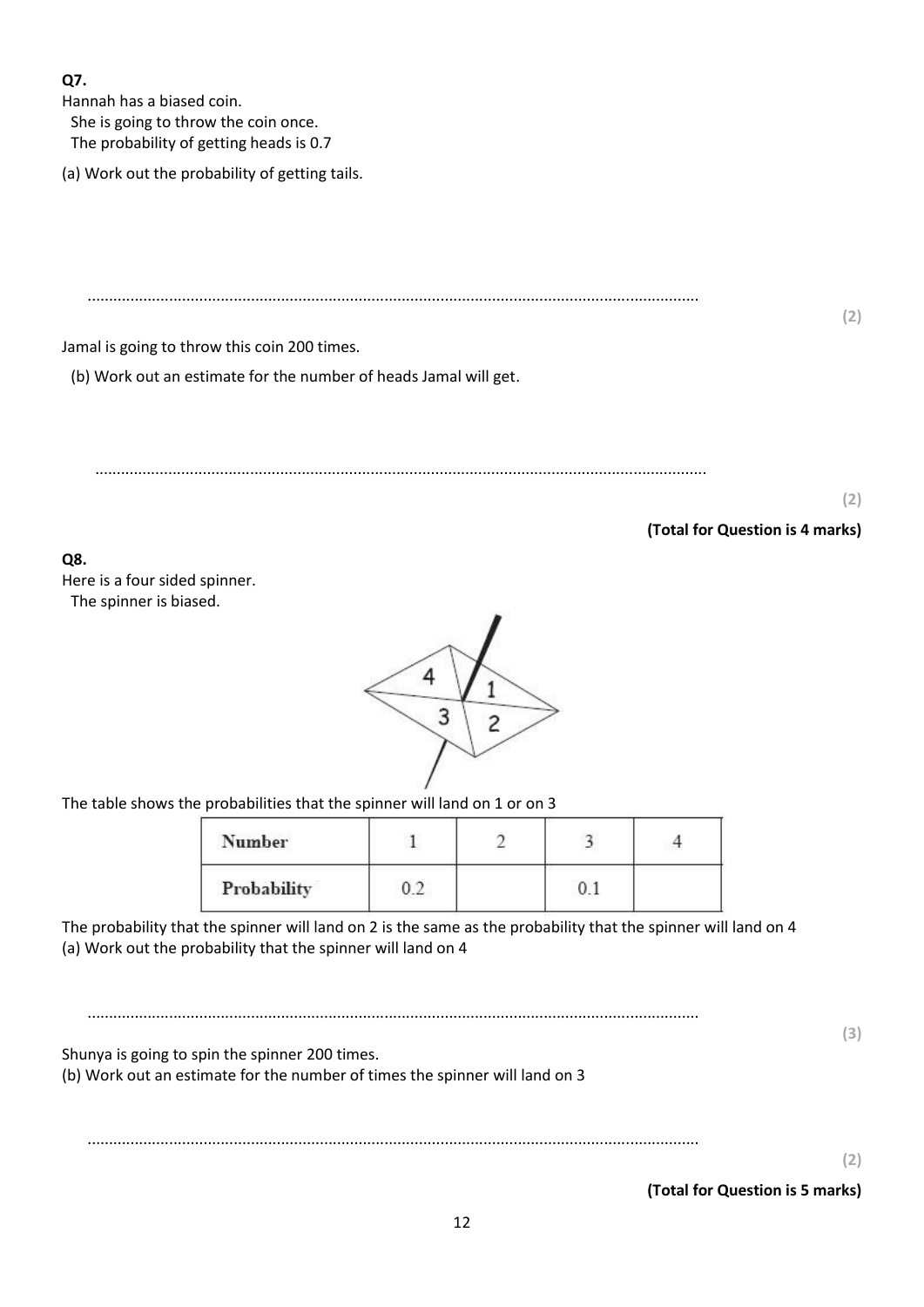**Q7.**

Hannah has a biased coin.
She is going to throw the coin once.
The probability of getting heads is 0.7

(a) Work out the probability of getting tails.

..........................................................................................................................................

**(2)**

Jamal is going to throw this coin 200 times.

(b) Work out an estimate for the number of heads Jamal will get.

..........................................................................................................................................

**(2)**

**(Total for Question is 4 marks)**

**Q8.**

Here is a four sided spinner.
The spinner is biased.

The table shows the probabilities that the spinner will land on 1 or on 3

| Number | 1 | 2 | 3 | 4 |
|---|---|---|---|---|
| Probability | 0.2 | | 0.1 | |

The probability that the spinner will land on 2 is the same as the probability that the spinner will land on 4

(a) Work out the probability that the spinner will land on 4

..........................................................................................................................................

**(3)**

Shunya is going to spin the spinner 200 times.

(b) Work out an estimate for the number of times the spinner will land on 3

..........................................................................................................................................

**(2)**

**(Total for Question is 5 marks)**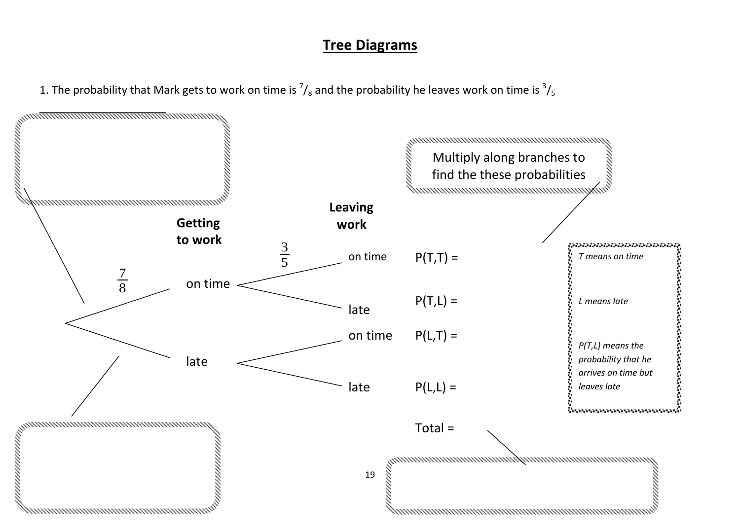## Tree Diagrams

1. The probability that Mark gets to work on time is $^7/_8$ and the probability he leaves work on time is $^3/_5$

Multiply along branches to find the these probabilities

**Getting to work**

**Leaving work**

$\frac{7}{8}$ on time

$\frac{3}{5}$ on time — P(T,T) =

late — P(T,L) =

late

on time — P(L,T) =

late — P(L,L) =

Total =

*T means on time*

*L means late*

*P(T,L) means the probability that he arrives on time but leaves late*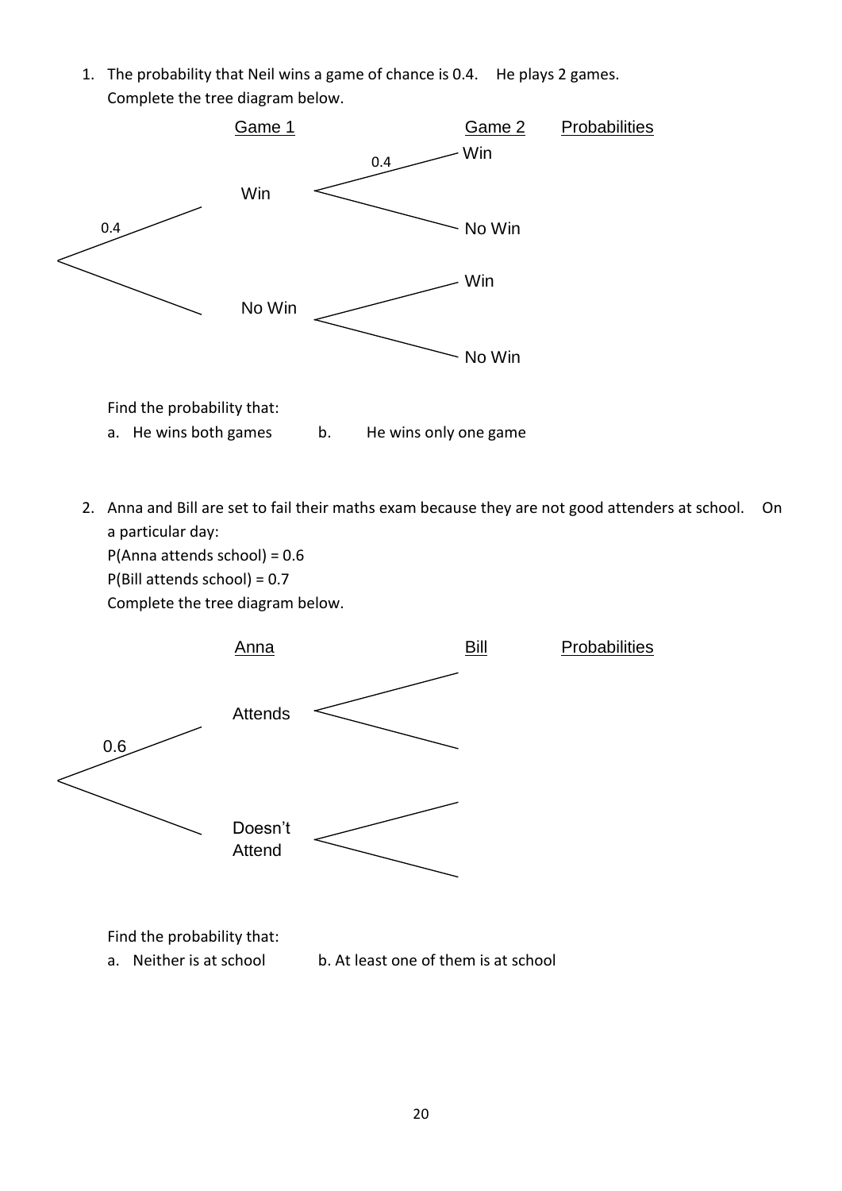1. The probability that Neil wins a game of chance is 0.4. He plays 2 games.
   Complete the tree diagram below.

   Game 1 | Game 2 | Probabilities

   - 0.4 → Win
     - 0.4 → Win
     - No Win
   - No Win
     - Win
     - No Win

   Find the probability that:

   a. He wins both games  b. He wins only one game

2. Anna and Bill are set to fail their maths exam because they are not good attenders at school. On a particular day:
   P(Anna attends school) = 0.6
   P(Bill attends school) = 0.7
   Complete the tree diagram below.

   Anna | Bill | Probabilities

   - 0.6 → Attends
     - 
     - 
   - Doesn't Attend
     - 
     - 

   Find the probability that:

   a. Neither is at school  b. At least one of them is at school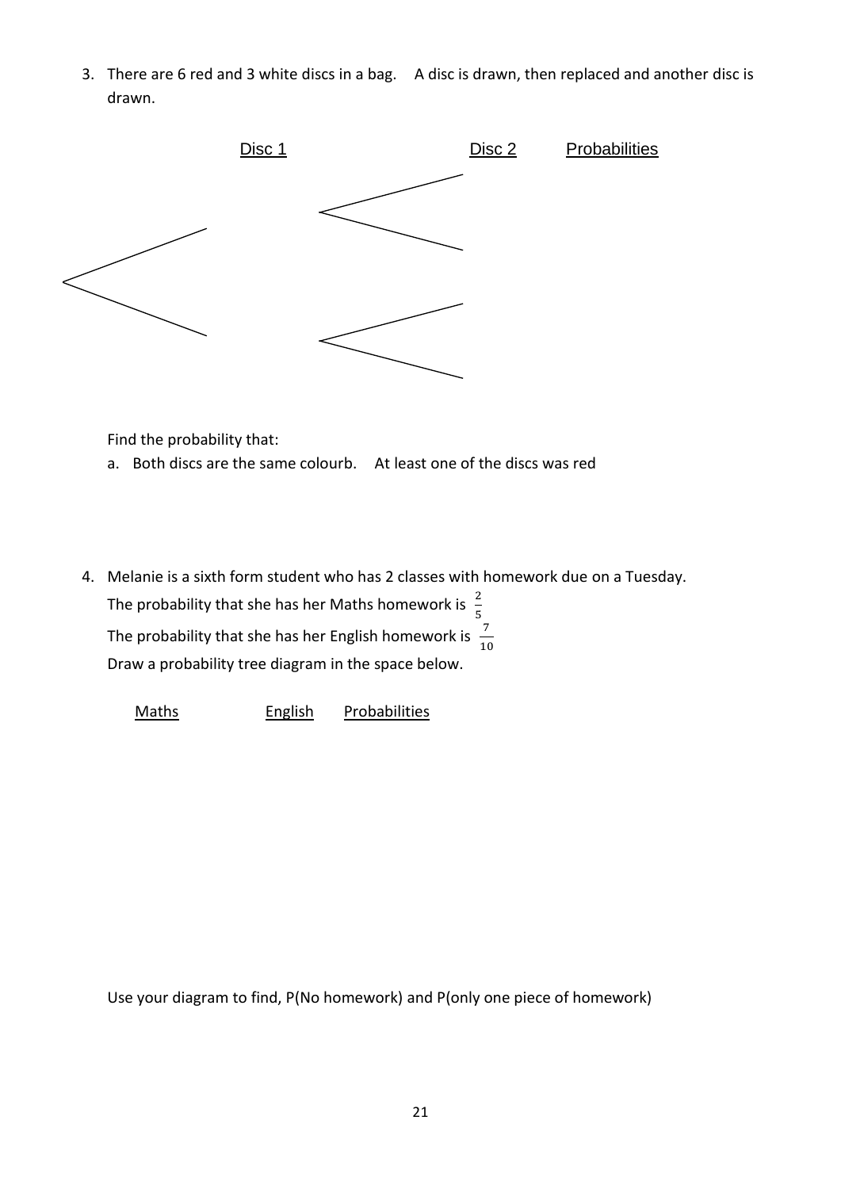3. There are 6 red and 3 white discs in a bag. A disc is drawn, then replaced and another disc is drawn.

Disc 1 Disc 2 Probabilities

Find the probability that:

a. Both discs are the same colour b. At least one of the discs was red

4. Melanie is a sixth form student who has 2 classes with homework due on a Tuesday.
   The probability that she has her Maths homework is $\frac{2}{5}$
   The probability that she has her English homework is $\frac{7}{10}$
   Draw a probability tree diagram in the space below.

   Maths English Probabilities

   Use your diagram to find, P(No homework) and P(only one piece of homework)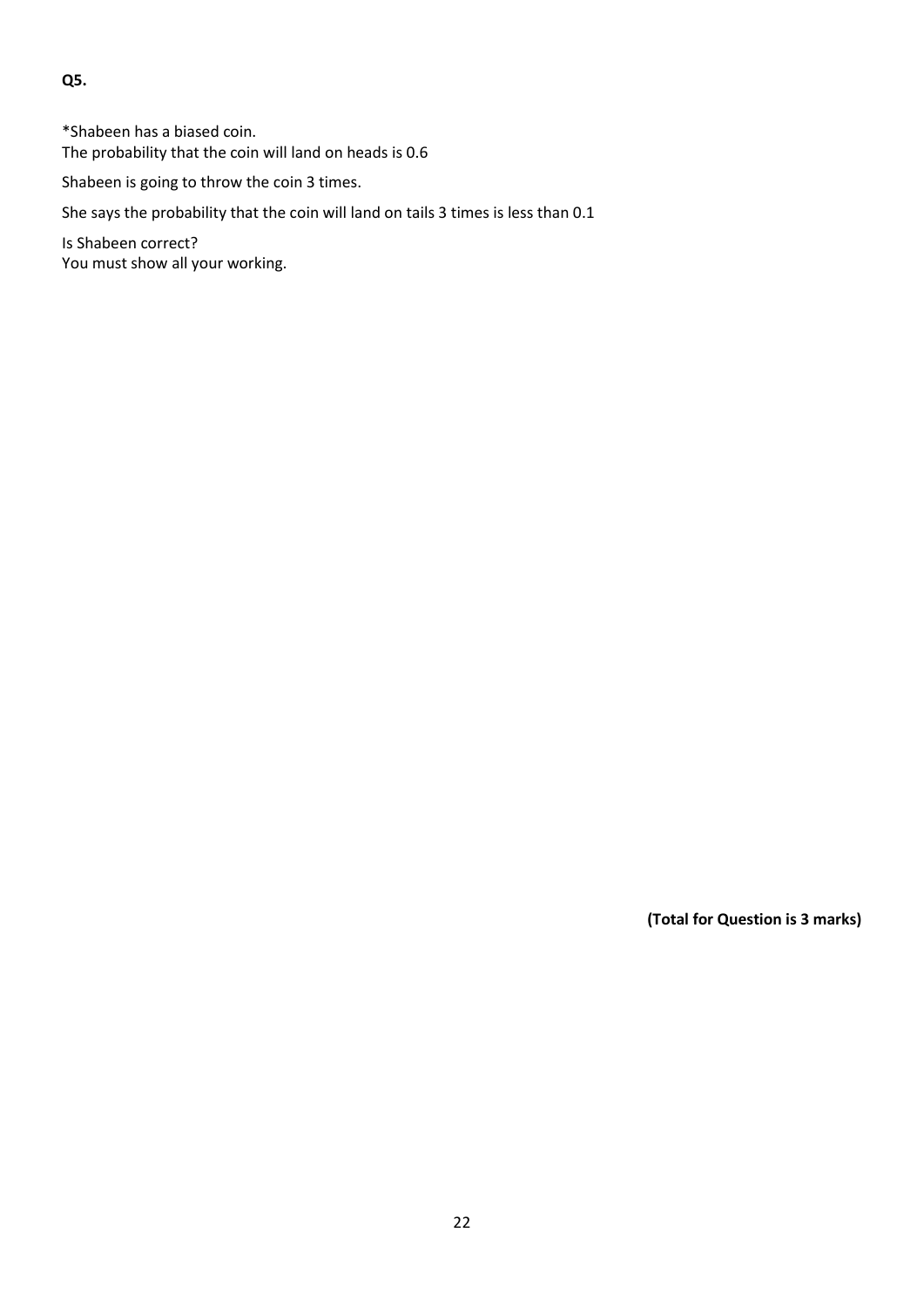**Q5.**

*Shabeen has a biased coin.
The probability that the coin will land on heads is 0.6

Shabeen is going to throw the coin 3 times.

She says the probability that the coin will land on tails 3 times is less than 0.1

Is Shabeen correct?
You must show all your working.

**(Total for Question is 3 marks)**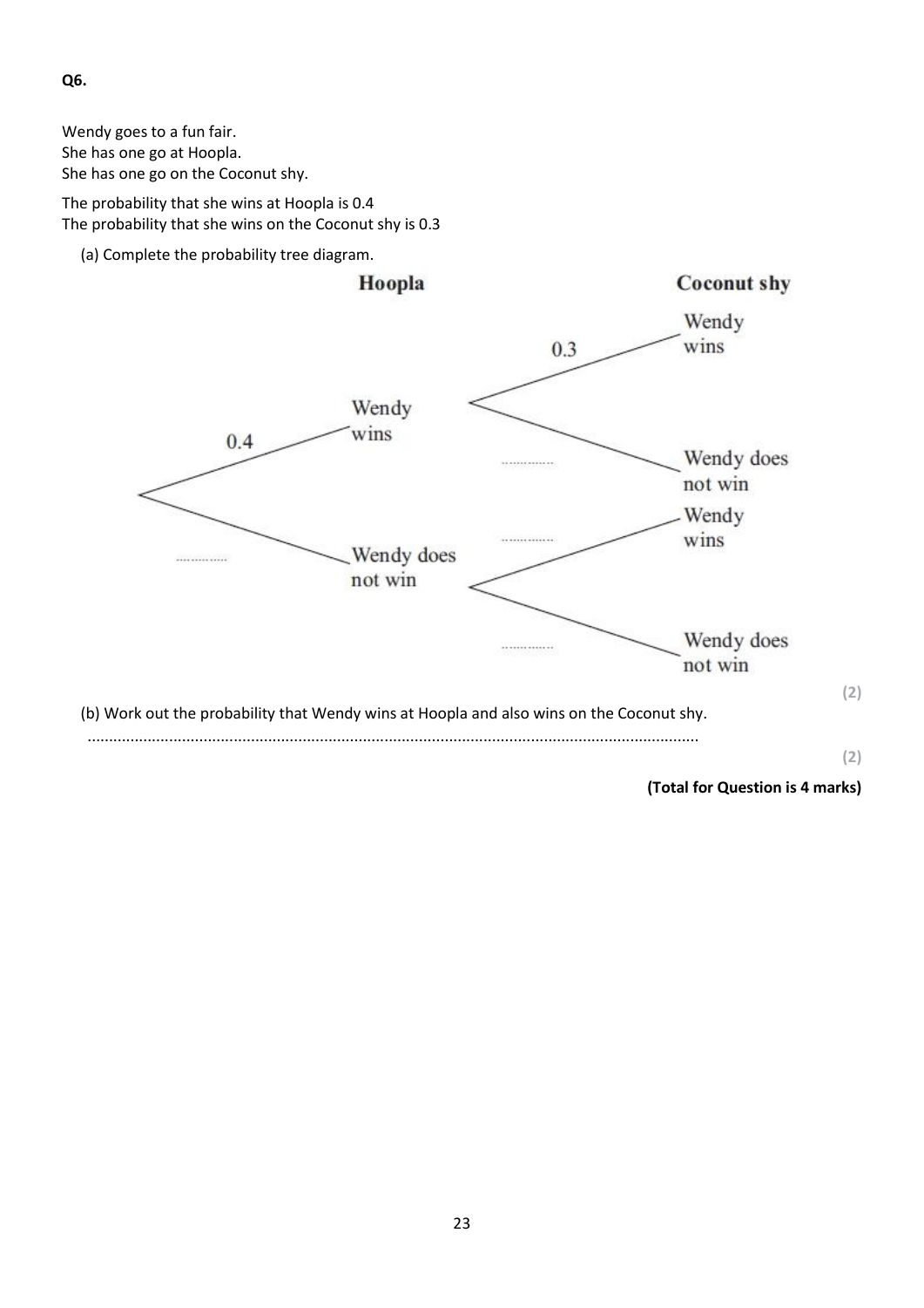**Q6.**

Wendy goes to a fun fair.
She has one go at Hoopla.
She has one go on the Coconut shy.

The probability that she wins at Hoopla is 0.4
The probability that she wins on the Coconut shy is 0.3

(a) Complete the probability tree diagram.

**Hoopla** **Coconut shy**

- 0.4 — Wendy wins
  - 0.3 — Wendy wins
  - .............. — Wendy does not win
- .............. — Wendy does not win
  - .............. — Wendy wins
  - .............. — Wendy does not win

**(2)**

(b) Work out the probability that Wendy wins at Hoopla and also wins on the Coconut shy.

..............................................................................................................................................

**(2)**

**(Total for Question is 4 marks)**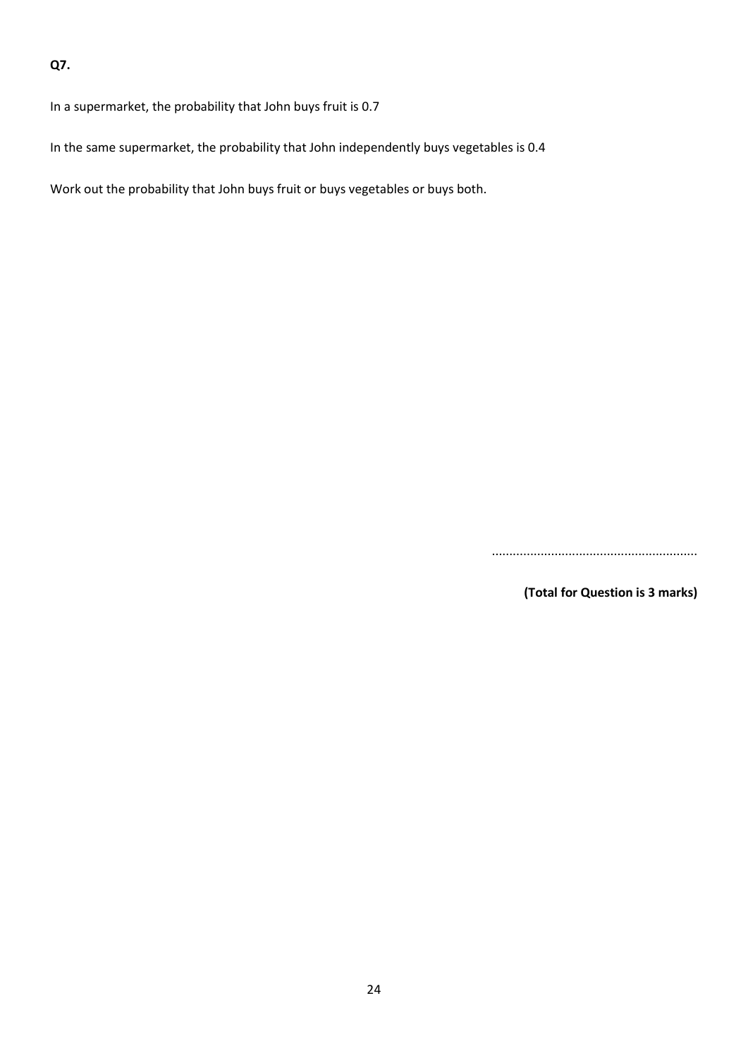**Q7.**

In a supermarket, the probability that John buys fruit is 0.7

In the same supermarket, the probability that John independently buys vegetables is 0.4

Work out the probability that John buys fruit or buys vegetables or buys both.

..........................................................

**(Total for Question is 3 marks)**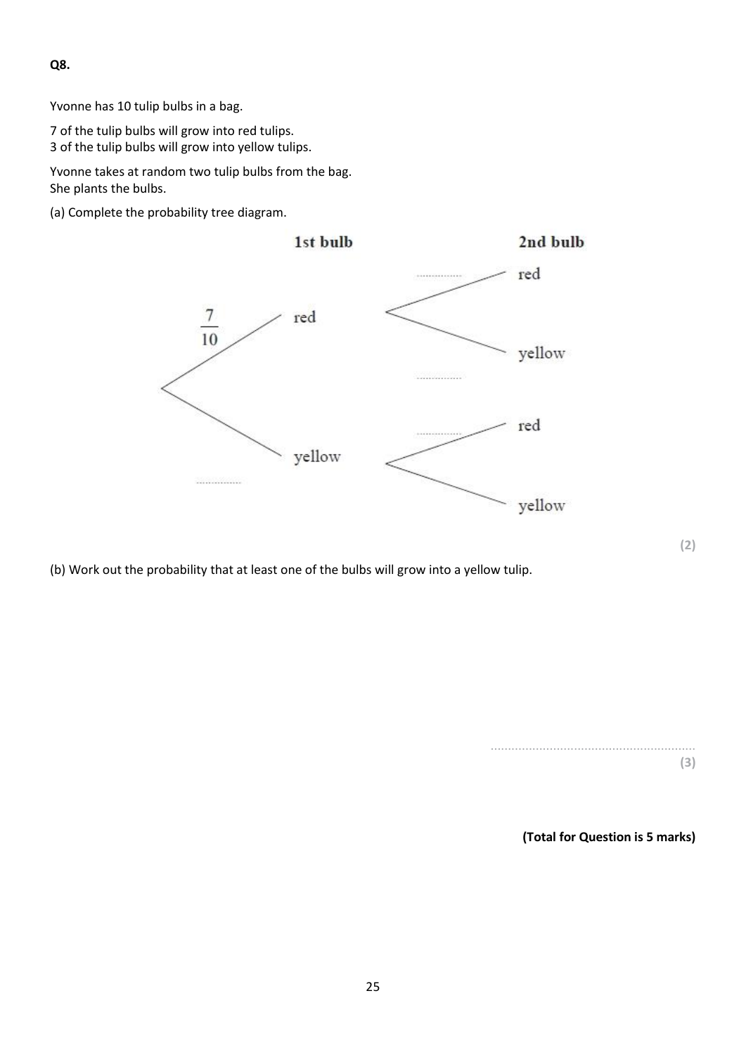**Q8.**

Yvonne has 10 tulip bulbs in a bag.

7 of the tulip bulbs will grow into red tulips.
3 of the tulip bulbs will grow into yellow tulips.

Yvonne takes at random two tulip bulbs from the bag.
She plants the bulbs.

(a) Complete the probability tree diagram.

1st bulb — 2nd bulb

- $\frac{7}{10}$ red
  - .............. red
  - .............. yellow
- .............. yellow
  - .............. red
  - yellow

**(2)**

(b) Work out the probability that at least one of the bulbs will grow into a yellow tulip.

..............................................................

**(3)**

**(Total for Question is 5 marks)**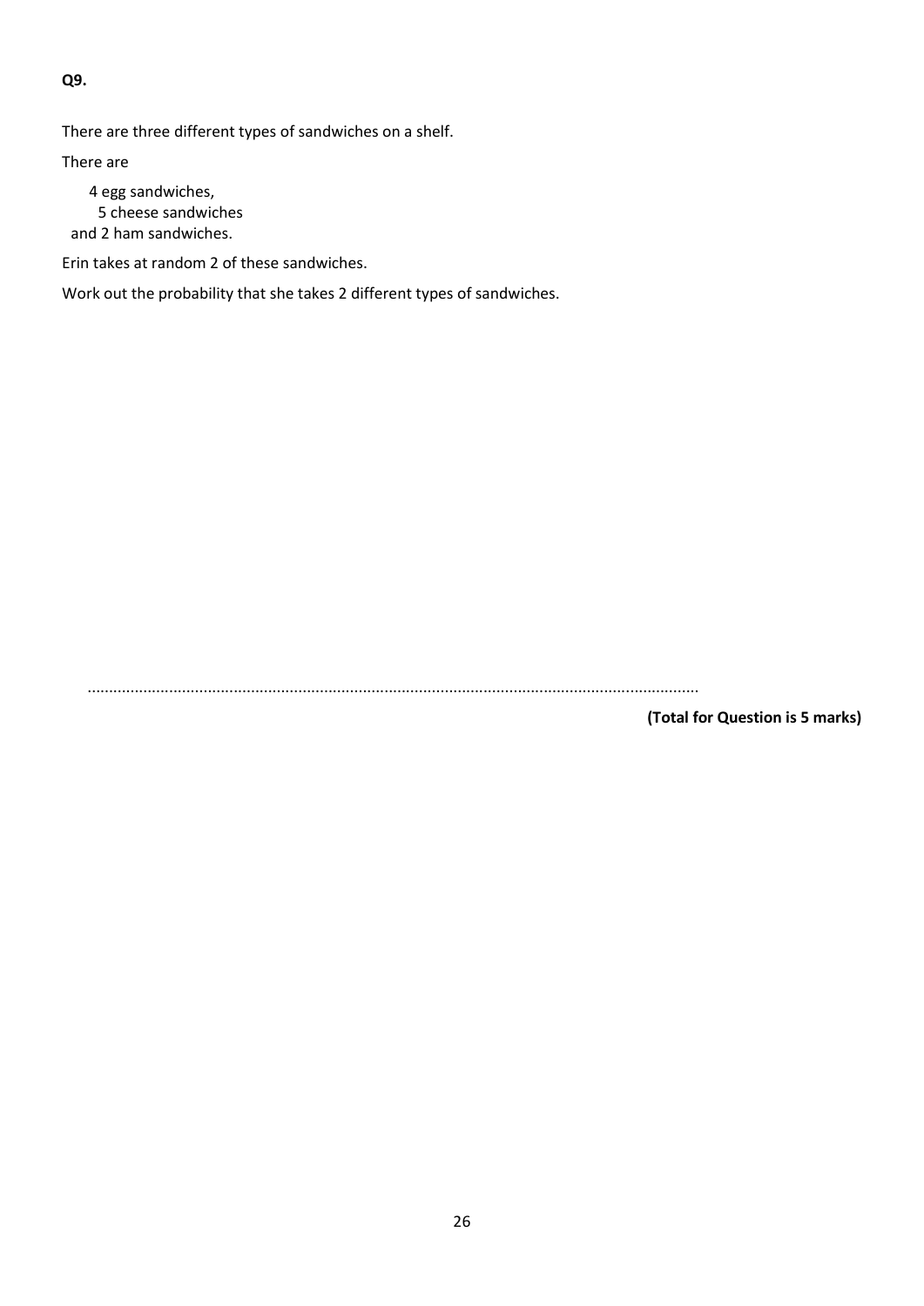**Q9.**

There are three different types of sandwiches on a shelf.

There are

4 egg sandwiches,
5 cheese sandwiches
and 2 ham sandwiches.

Erin takes at random 2 of these sandwiches.

Work out the probability that she takes 2 different types of sandwiches.

..............................................................................................................................................

**(Total for Question is 5 marks)**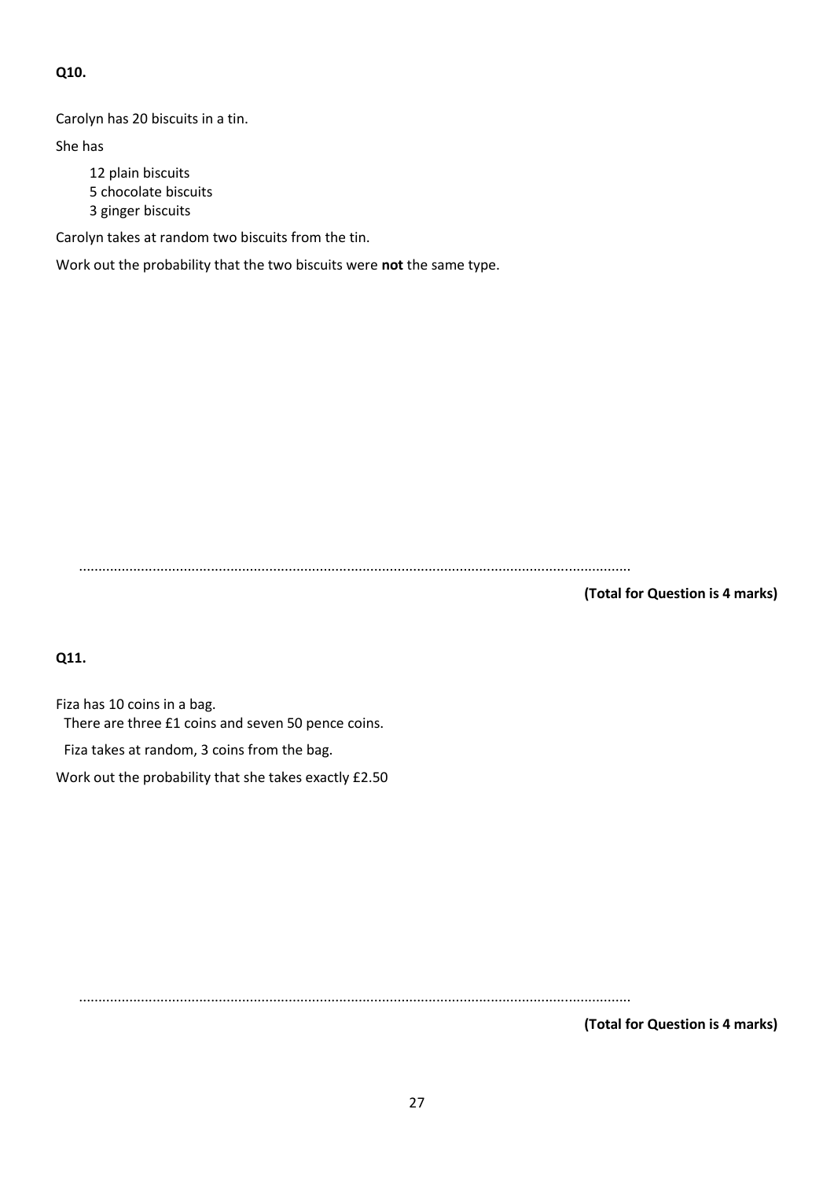**Q10.**

Carolyn has 20 biscuits in a tin.

She has

- 12 plain biscuits
- 5 chocolate biscuits
- 3 ginger biscuits

Carolyn takes at random two biscuits from the tin.

Work out the probability that the two biscuits were **not** the same type.

..............................................................................................................................................

**(Total for Question is 4 marks)**

**Q11.**

Fiza has 10 coins in a bag.

There are three £1 coins and seven 50 pence coins.

Fiza takes at random, 3 coins from the bag.

Work out the probability that she takes exactly £2.50

..............................................................................................................................................

**(Total for Question is 4 marks)**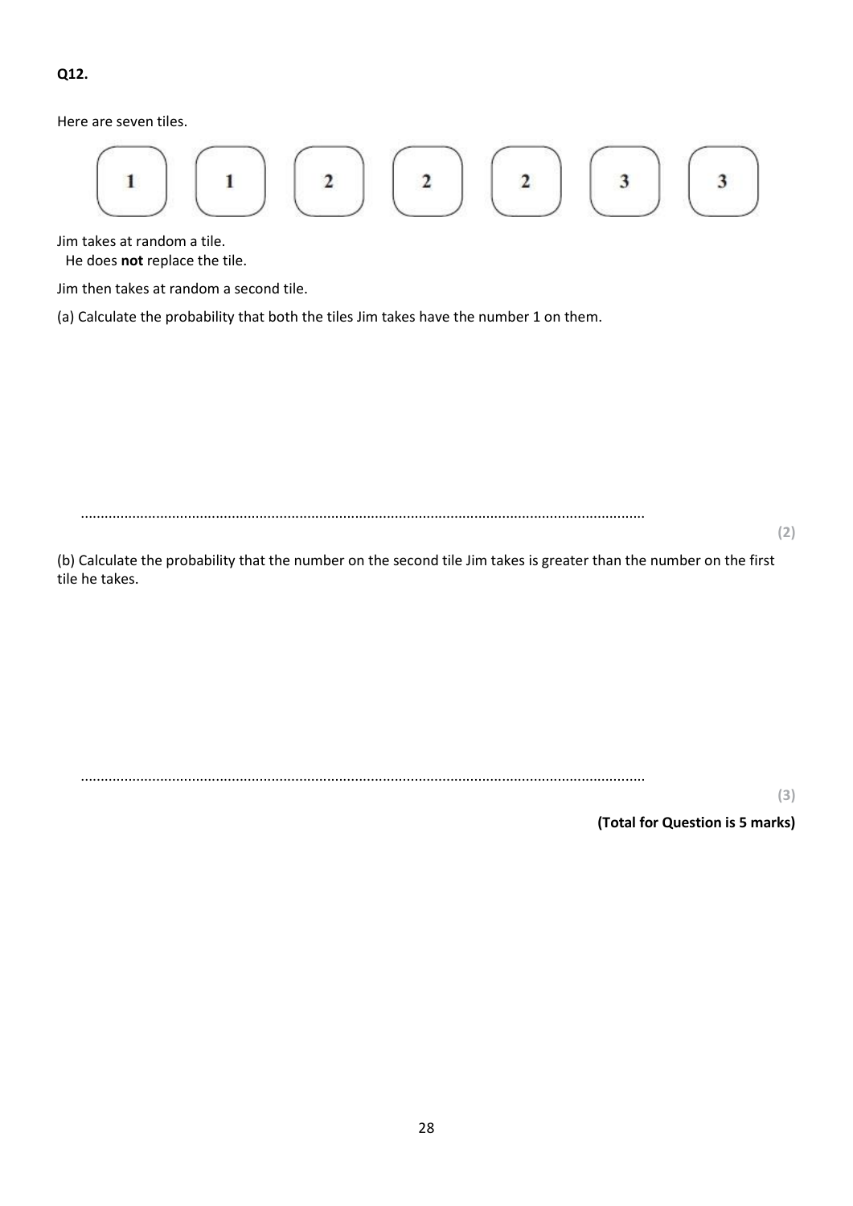**Q12.**

Here are seven tiles.

1 1 2 2 2 3 3

Jim takes at random a tile.
He does **not** replace the tile.

Jim then takes at random a second tile.

(a) Calculate the probability that both the tiles Jim takes have the number 1 on them.

..........................................................................................................................................

**(2)**

(b) Calculate the probability that the number on the second tile Jim takes is greater than the number on the first tile he takes.

..........................................................................................................................................

**(3)**

**(Total for Question is 5 marks)**